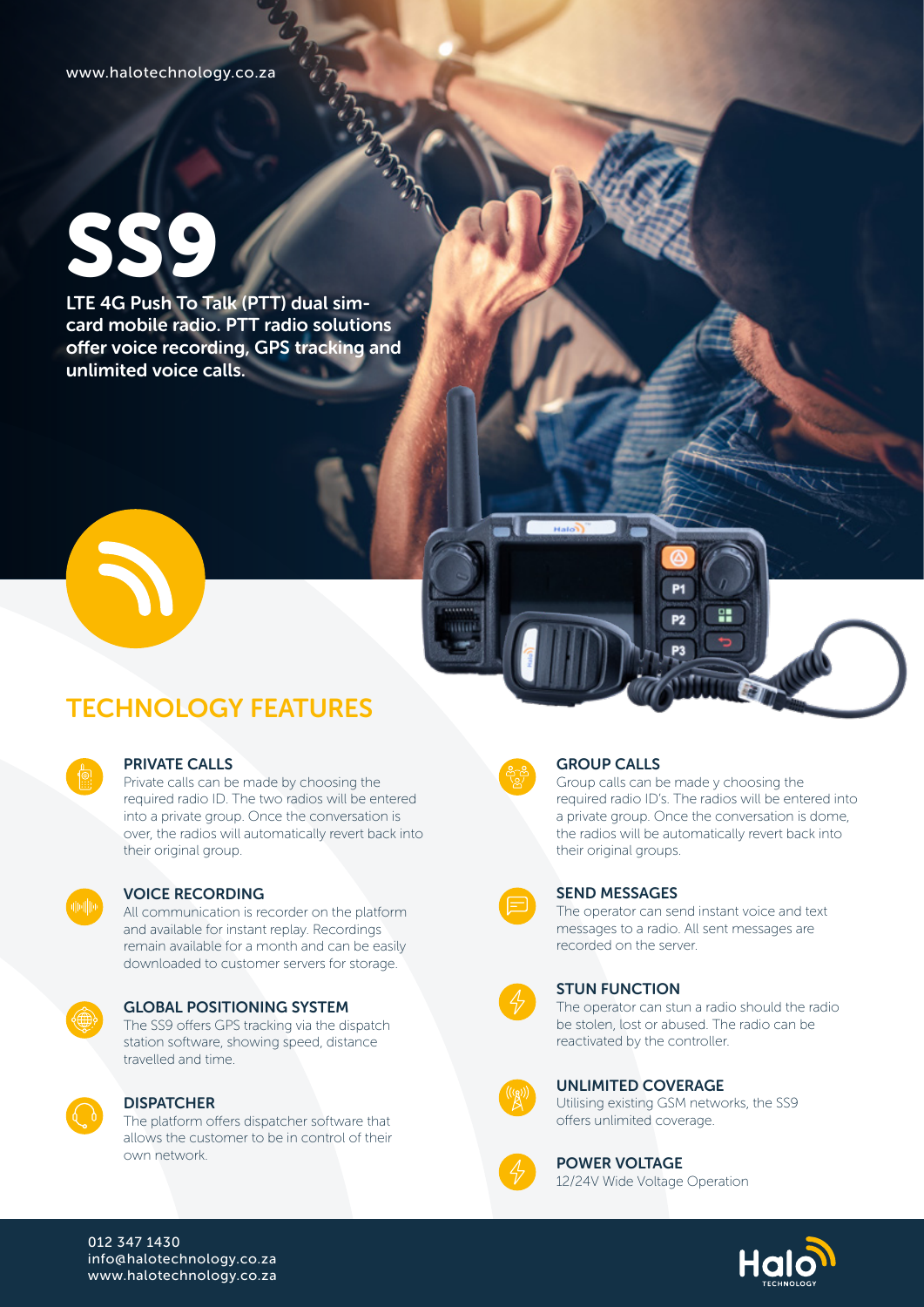www.halotechnology.co.za

# SS9

**LTE 4G Push To Talk (PTT) dual sim-card mobile radio. PTT radio solutions offer voice recording, GPS tracking and unlimited voice calls.**

## TECHNOLOGY FEATURES

### PRIVATE CALLS

Private calls can be made by choosing the required radio ID. The two radios will be entered into a private group. Once the conversation is over, the radios will automatically revert back into their original group.

### VOICE RECORDING

All communication is recorder on the platform and available for instant replay. Recordings remain available for a month and can be easily downloaded to customer servers for storage.

### GLOBAL POSITIONING SYSTEM

The SS9 offers GPS tracking via the dispatch station software, showing speed, distance travelled and time.

### DISPATCHER

The platform offers dispatcher software that allows the customer to be in control of their own network.

### GROUP CALLS

Group calls can be made y choosing the required radio ID's. The radios will be entered into a private group. Once the conversation is dome, the radios will be automatically revert back into their original groups.

### SEND MESSAGES

The operator can send instant voice and text messages to a radio. All sent messages are recorded on the server.

### STUN FUNCTION

The operator can stun a radio should the radio be stolen, lost or abused. The radio can be reactivated by the controller.

### UNLIMITED COVERAGE

Utilising existing GSM networks, the SS9 offers unlimited coverage.

### POWER VOLTAGE

12/24V Wide Voltage Operation

012 347 1430
info@halotechnology.co.za
www.halotechnology.co.za

Halo TECHNOLOGY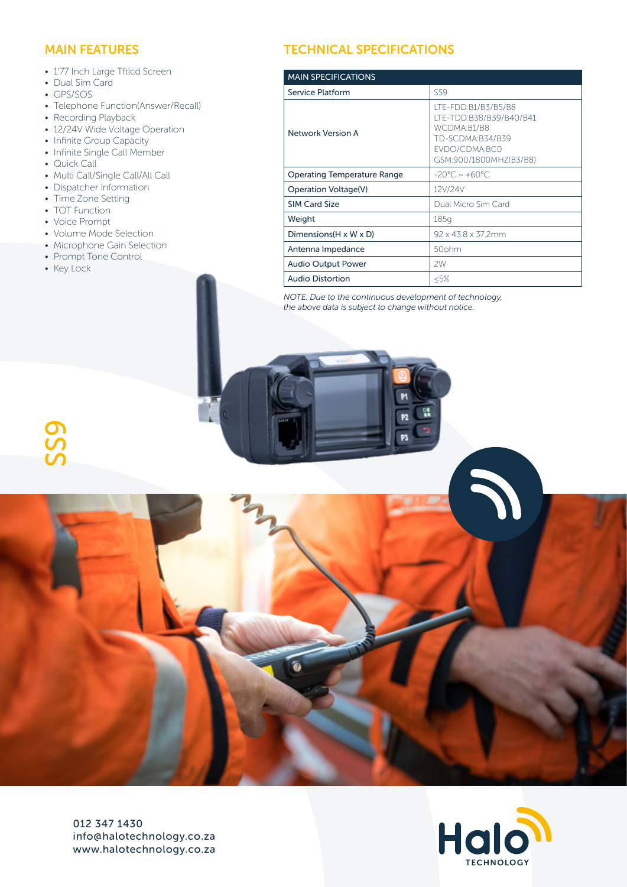## MAIN FEATURES

- 1'77 Inch Large Tftlcd Screen
- Dual Sim Card
- GPS/SOS
- Telephone Function(Answer/Recall)
- Recording Playback
- 12/24V Wide Voltage Operation
- Infinite Group Capacity
- Infinite Single Call Member
- Quick Call
- Multi Call/Single Call/All Call
- Dispatcher Information
- Time Zone Setting
- TOT Function
- Voice Prompt
- Volume Mode Selection
- Microphone Gain Selection
- Prompt Tone Control
- Key Lock

## TECHNICAL SPECIFICATIONS

| MAIN SPECIFICATIONS | |
|---|---|
| Service Platform | SS9 |
| Network Version A | LTE-FDD:B1/B3/B5/B8<br>LTE-TDD:B38/B39/B40/B41<br>WCDMA:B1/B8<br>TD-SCDMA:B34/B39<br>EVDO/CDMA:BC0<br>GSM:900/1800MHZ(B3/B8) |
| Operating Temperature Range | -20°C ~ +60°C |
| Operation Voltage(V) | 12V/24V |
| SIM Card Size | Dual Micro Sim Card |
| Weight | 185g |
| Dimensions(H x W x D) | 92 x 43.8 x 37.2mm |
| Antenna Impedance | 50ohm |
| Audio Output Power | 2W |
| Audio Distortion | ≤5% |

*NOTE: Due to the continuous development of technology, the above data is subject to change without notice.*

SS9

012 347 1430
info@halotechnology.co.za
www.halotechnology.co.za

Halo TECHNOLOGY